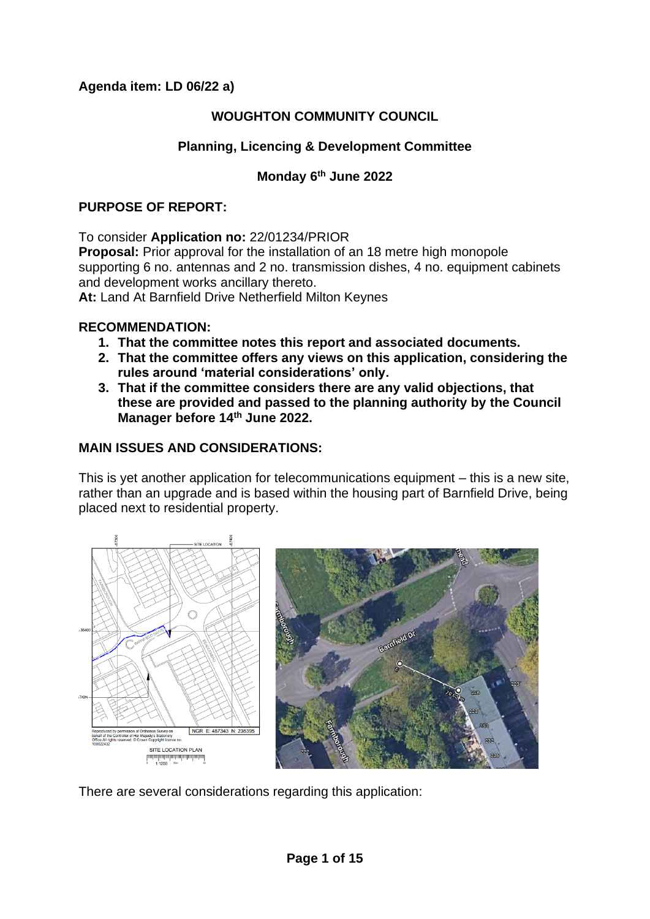**Agenda item: LD 06/22 a)**

# WOUGHTON COMMUNITY COUNCIL

## Planning, Licencing & Development Committee

### Monday 6th June 2022

**PURPOSE OF REPORT:**

To consider **Application no:** 22/01234/PRIOR
**Proposal:** Prior approval for the installation of an 18 metre high monopole supporting 6 no. antennas and 2 no. transmission dishes, 4 no. equipment cabinets and development works ancillary thereto.
**At:** Land At Barnfield Drive Netherfield Milton Keynes

**RECOMMENDATION:**

1. **That the committee notes this report and associated documents.**
2. **That the committee offers any views on this application, considering the rules around 'material considerations' only.**
3. **That if the committee considers there are any valid objections, that these are provided and passed to the planning authority by the Council Manager before 14th June 2022.**

**MAIN ISSUES AND CONSIDERATIONS:**

This is yet another application for telecommunications equipment – this is a new site, rather than an upgrade and is based within the housing part of Barnfield Drive, being placed next to residential property.

There are several considerations regarding this application: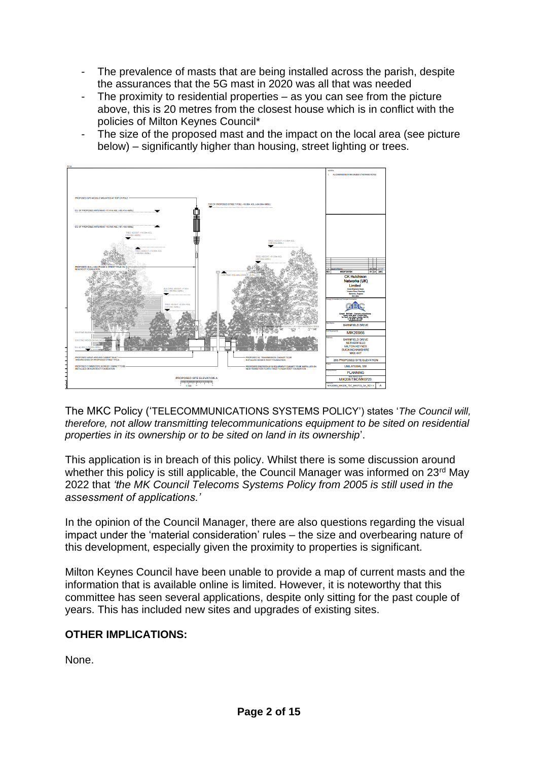- The prevalence of masts that are being installed across the parish, despite the assurances that the 5G mast in 2020 was all that was needed
- The proximity to residential properties – as you can see from the picture above, this is 20 metres from the closest house which is in conflict with the policies of Milton Keynes Council*
- The size of the proposed mast and the impact on the local area (see picture below) – significantly higher than housing, street lighting or trees.

The MKC Policy ('TELECOMMUNICATIONS SYSTEMS POLICY') states '*The Council will, therefore, not allow transmitting telecommunications equipment to be sited on residential properties in its ownership or to be sited on land in its ownership*'.

This application is in breach of this policy. Whilst there is some discussion around whether this policy is still applicable, the Council Manager was informed on 23rd May 2022 that *'the MK Council Telecoms Systems Policy from 2005 is still used in the assessment of applications.'*

In the opinion of the Council Manager, there are also questions regarding the visual impact under the 'material consideration' rules – the size and overbearing nature of this development, especially given the proximity to properties is significant.

Milton Keynes Council have been unable to provide a map of current masts and the information that is available online is limited. However, it is noteworthy that this committee has seen several applications, despite only sitting for the past couple of years. This has included new sites and upgrades of existing sites.

**OTHER IMPLICATIONS:**

None.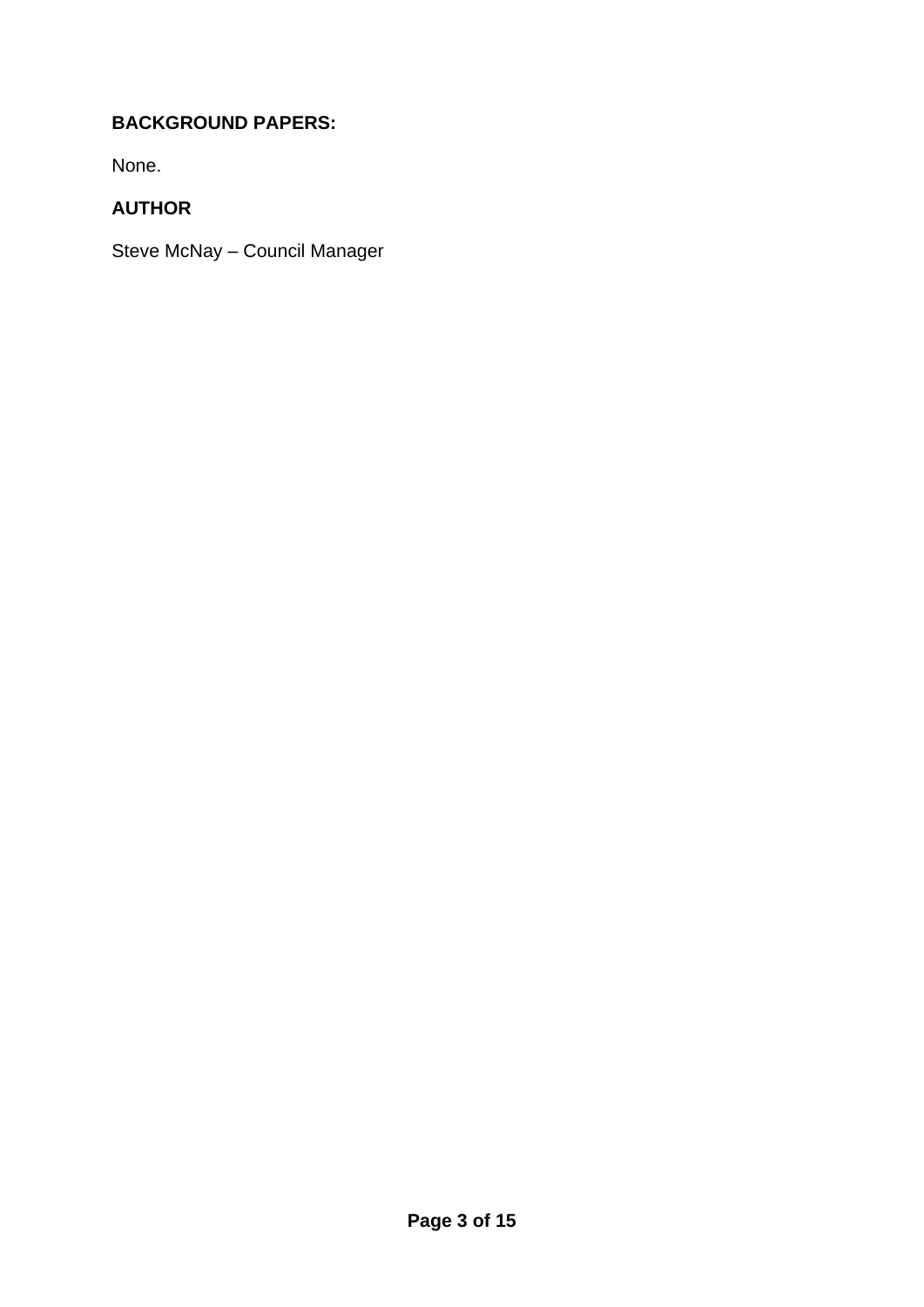**BACKGROUND PAPERS:**

None.

**AUTHOR**

Steve McNay – Council Manager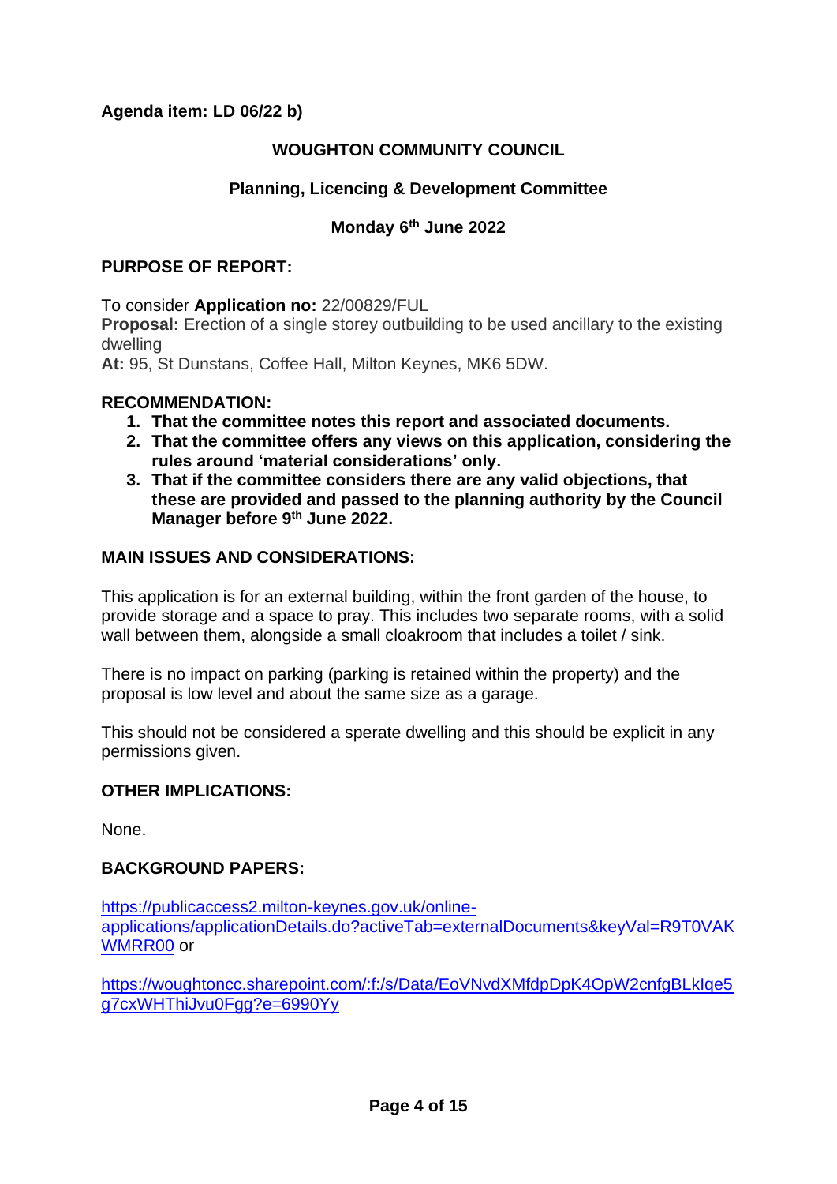**Agenda item: LD 06/22 b)**

# WOUGHTON COMMUNITY COUNCIL

## Planning, Licencing & Development Committee

### Monday 6th June 2022

## PURPOSE OF REPORT:

To consider **Application no:** 22/00829/FUL
**Proposal:** Erection of a single storey outbuilding to be used ancillary to the existing dwelling
**At:** 95, St Dunstans, Coffee Hall, Milton Keynes, MK6 5DW.

## RECOMMENDATION:

1. **That the committee notes this report and associated documents.**
2. **That the committee offers any views on this application, considering the rules around 'material considerations' only.**
3. **That if the committee considers there are any valid objections, that these are provided and passed to the planning authority by the Council Manager before 9th June 2022.**

## MAIN ISSUES AND CONSIDERATIONS:

This application is for an external building, within the front garden of the house, to provide storage and a space to pray. This includes two separate rooms, with a solid wall between them, alongside a small cloakroom that includes a toilet / sink.

There is no impact on parking (parking is retained within the property) and the proposal is low level and about the same size as a garage.

This should not be considered a sperate dwelling and this should be explicit in any permissions given.

## OTHER IMPLICATIONS:

None.

## BACKGROUND PAPERS:

https://publicaccess2.milton-keynes.gov.uk/online-applications/applicationDetails.do?activeTab=externalDocuments&keyVal=R9T0VAKWMRR00 or

https://woughtoncc.sharepoint.com/:f:/s/Data/EoVNvdXMfdpDpK4OpW2cnfgBLkIqe5g7cxWHThiJvu0Fgg?e=6990Yy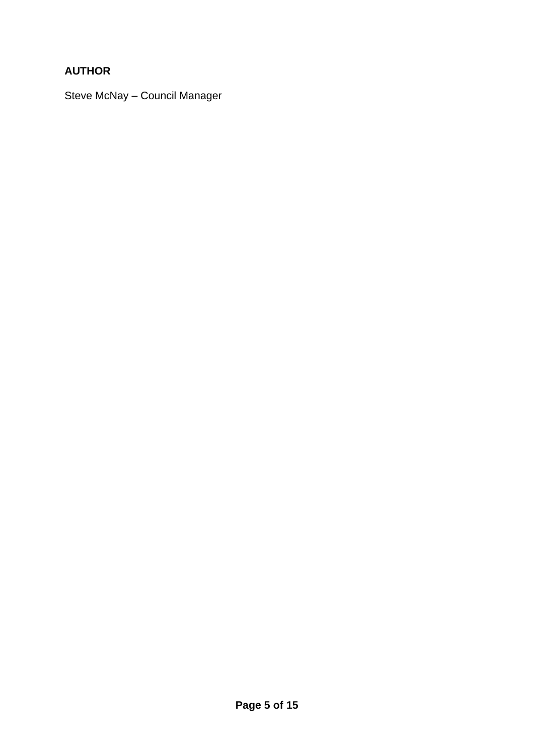**AUTHOR**

Steve McNay – Council Manager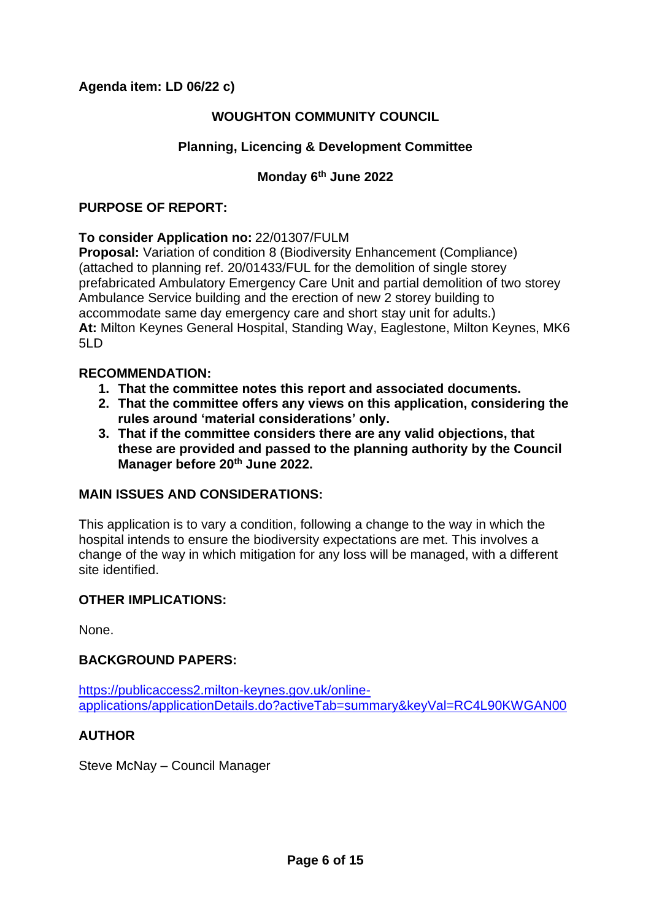**Agenda item: LD 06/22 c)**

## WOUGHTON COMMUNITY COUNCIL

### Planning, Licencing & Development Committee

### Monday 6th June 2022

**PURPOSE OF REPORT:**

**To consider Application no:** 22/01307/FULM
**Proposal:** Variation of condition 8 (Biodiversity Enhancement (Compliance) (attached to planning ref. 20/01433/FUL for the demolition of single storey prefabricated Ambulatory Emergency Care Unit and partial demolition of two storey Ambulance Service building and the erection of new 2 storey building to accommodate same day emergency care and short stay unit for adults.)
**At:** Milton Keynes General Hospital, Standing Way, Eaglestone, Milton Keynes, MK6 5LD

**RECOMMENDATION:**

1. **That the committee notes this report and associated documents.**
2. **That the committee offers any views on this application, considering the rules around 'material considerations' only.**
3. **That if the committee considers there are any valid objections, that these are provided and passed to the planning authority by the Council Manager before 20th June 2022.**

**MAIN ISSUES AND CONSIDERATIONS:**

This application is to vary a condition, following a change to the way in which the hospital intends to ensure the biodiversity expectations are met. This involves a change of the way in which mitigation for any loss will be managed, with a different site identified.

**OTHER IMPLICATIONS:**

None.

**BACKGROUND PAPERS:**

[https://publicaccess2.milton-keynes.gov.uk/online-applications/applicationDetails.do?activeTab=summary&keyVal=RC4L90KWGAN00](https://publicaccess2.milton-keynes.gov.uk/online-applications/applicationDetails.do?activeTab=summary&keyVal=RC4L90KWGAN00)

**AUTHOR**

Steve McNay – Council Manager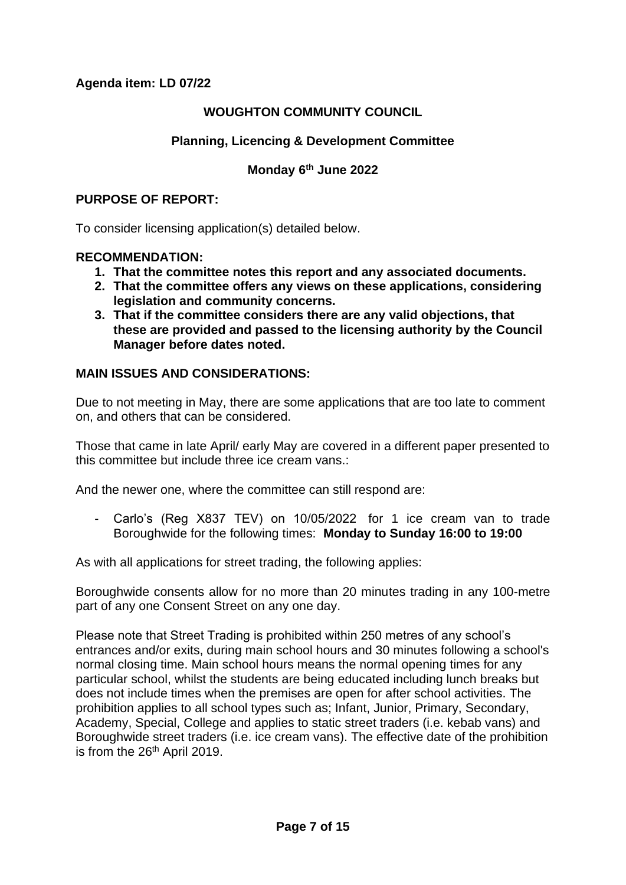**Agenda item: LD 07/22**

## WOUGHTON COMMUNITY COUNCIL

### Planning, Licencing & Development Committee

### Monday 6th June 2022

**PURPOSE OF REPORT:**

To consider licensing application(s) detailed below.

**RECOMMENDATION:**

1. **That the committee notes this report and any associated documents.**
2. **That the committee offers any views on these applications, considering legislation and community concerns.**
3. **That if the committee considers there are any valid objections, that these are provided and passed to the licensing authority by the Council Manager before dates noted.**

**MAIN ISSUES AND CONSIDERATIONS:**

Due to not meeting in May, there are some applications that are too late to comment on, and others that can be considered.

Those that came in late April/ early May are covered in a different paper presented to this committee but include three ice cream vans.:

And the newer one, where the committee can still respond are:

- Carlo's (Reg X837 TEV) on 10/05/2022 for 1 ice cream van to trade Boroughwide for the following times: **Monday to Sunday 16:00 to 19:00**

As with all applications for street trading, the following applies:

Boroughwide consents allow for no more than 20 minutes trading in any 100-metre part of any one Consent Street on any one day.

Please note that Street Trading is prohibited within 250 metres of any school's entrances and/or exits, during main school hours and 30 minutes following a school's normal closing time. Main school hours means the normal opening times for any particular school, whilst the students are being educated including lunch breaks but does not include times when the premises are open for after school activities. The prohibition applies to all school types such as; Infant, Junior, Primary, Secondary, Academy, Special, College and applies to static street traders (i.e. kebab vans) and Boroughwide street traders (i.e. ice cream vans). The effective date of the prohibition is from the 26th April 2019.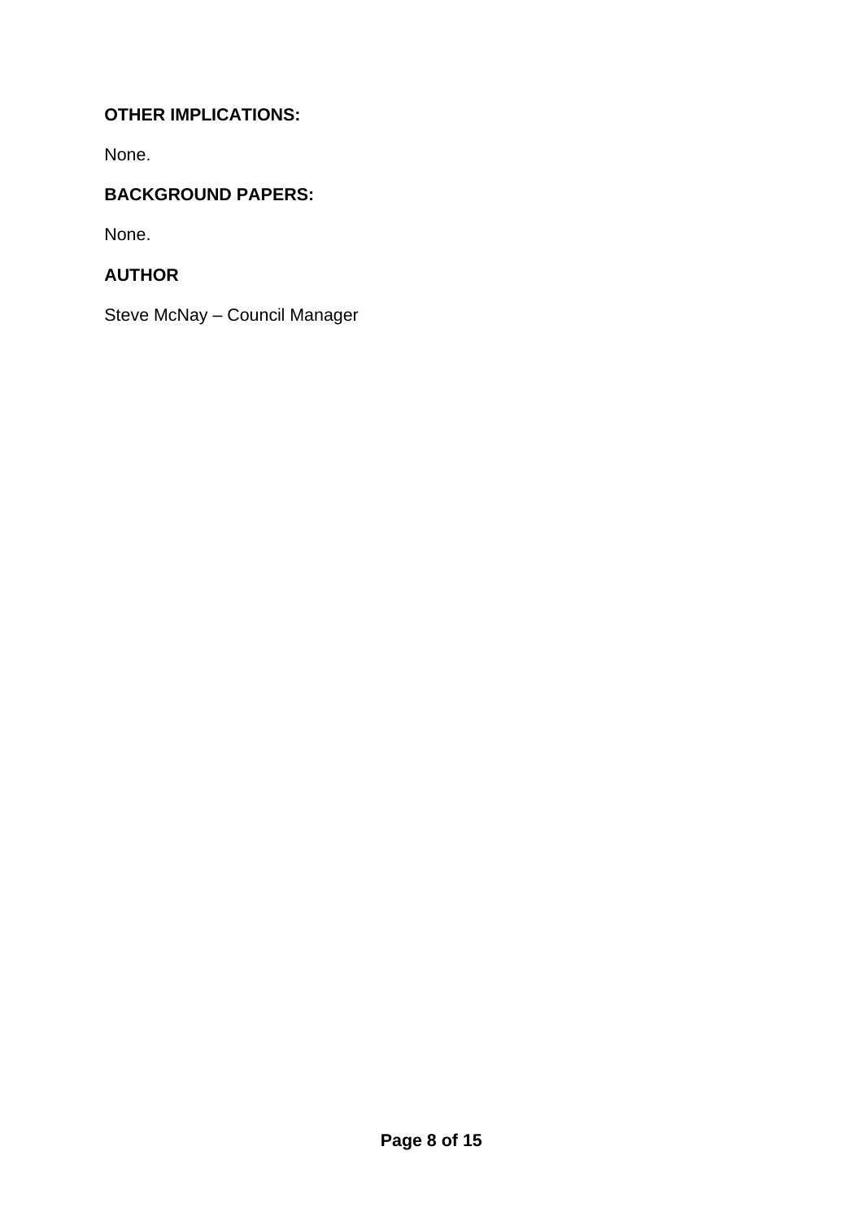**OTHER IMPLICATIONS:**

None.

**BACKGROUND PAPERS:**

None.

**AUTHOR**

Steve McNay – Council Manager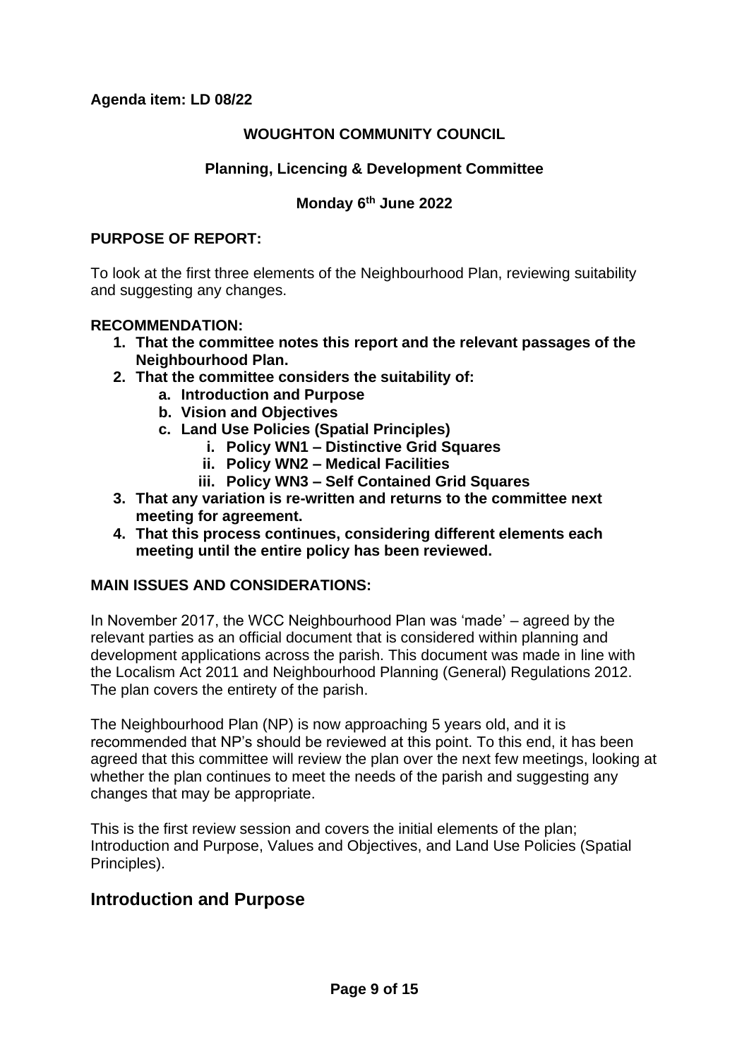**Agenda item: LD 08/22**

**WOUGHTON COMMUNITY COUNCIL**

**Planning, Licencing & Development Committee**

**Monday 6th June 2022**

**PURPOSE OF REPORT:**

To look at the first three elements of the Neighbourhood Plan, reviewing suitability and suggesting any changes.

**RECOMMENDATION:**

1. **That the committee notes this report and the relevant passages of the Neighbourhood Plan.**
2. **That the committee considers the suitability of:**
   a. **Introduction and Purpose**
   b. **Vision and Objectives**
   c. **Land Use Policies (Spatial Principles)**
      i. **Policy WN1 – Distinctive Grid Squares**
      ii. **Policy WN2 – Medical Facilities**
      iii. **Policy WN3 – Self Contained Grid Squares**
3. **That any variation is re-written and returns to the committee next meeting for agreement.**
4. **That this process continues, considering different elements each meeting until the entire policy has been reviewed.**

**MAIN ISSUES AND CONSIDERATIONS:**

In November 2017, the WCC Neighbourhood Plan was 'made' – agreed by the relevant parties as an official document that is considered within planning and development applications across the parish. This document was made in line with the Localism Act 2011 and Neighbourhood Planning (General) Regulations 2012. The plan covers the entirety of the parish.

The Neighbourhood Plan (NP) is now approaching 5 years old, and it is recommended that NP's should be reviewed at this point. To this end, it has been agreed that this committee will review the plan over the next few meetings, looking at whether the plan continues to meet the needs of the parish and suggesting any changes that may be appropriate.

This is the first review session and covers the initial elements of the plan; Introduction and Purpose, Values and Objectives, and Land Use Policies (Spatial Principles).

## Introduction and Purpose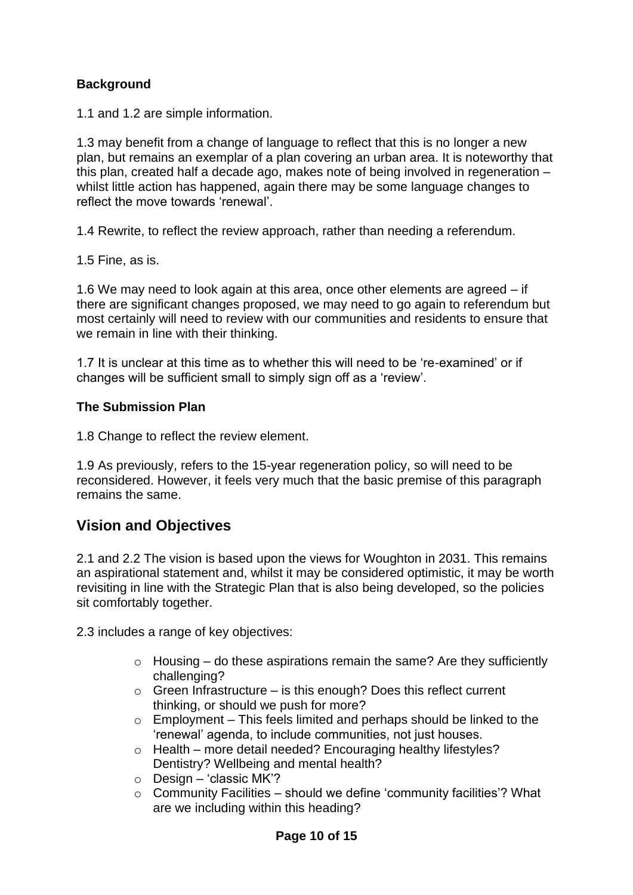**Background**

1.1 and 1.2 are simple information.

1.3 may benefit from a change of language to reflect that this is no longer a new plan, but remains an exemplar of a plan covering an urban area. It is noteworthy that this plan, created half a decade ago, makes note of being involved in regeneration – whilst little action has happened, again there may be some language changes to reflect the move towards 'renewal'.

1.4 Rewrite, to reflect the review approach, rather than needing a referendum.

1.5 Fine, as is.

1.6 We may need to look again at this area, once other elements are agreed – if there are significant changes proposed, we may need to go again to referendum but most certainly will need to review with our communities and residents to ensure that we remain in line with their thinking.

1.7 It is unclear at this time as to whether this will need to be 're-examined' or if changes will be sufficient small to simply sign off as a 'review'.

**The Submission Plan**

1.8 Change to reflect the review element.

1.9 As previously, refers to the 15-year regeneration policy, so will need to be reconsidered. However, it feels very much that the basic premise of this paragraph remains the same.

## Vision and Objectives

2.1 and 2.2 The vision is based upon the views for Woughton in 2031. This remains an aspirational statement and, whilst it may be considered optimistic, it may be worth revisiting in line with the Strategic Plan that is also being developed, so the policies sit comfortably together.

2.3 includes a range of key objectives:

- Housing – do these aspirations remain the same? Are they sufficiently challenging?
- Green Infrastructure – is this enough? Does this reflect current thinking, or should we push for more?
- Employment – This feels limited and perhaps should be linked to the 'renewal' agenda, to include communities, not just houses.
- Health – more detail needed? Encouraging healthy lifestyles? Dentistry? Wellbeing and mental health?
- Design – 'classic MK'?
- Community Facilities – should we define 'community facilities'? What are we including within this heading?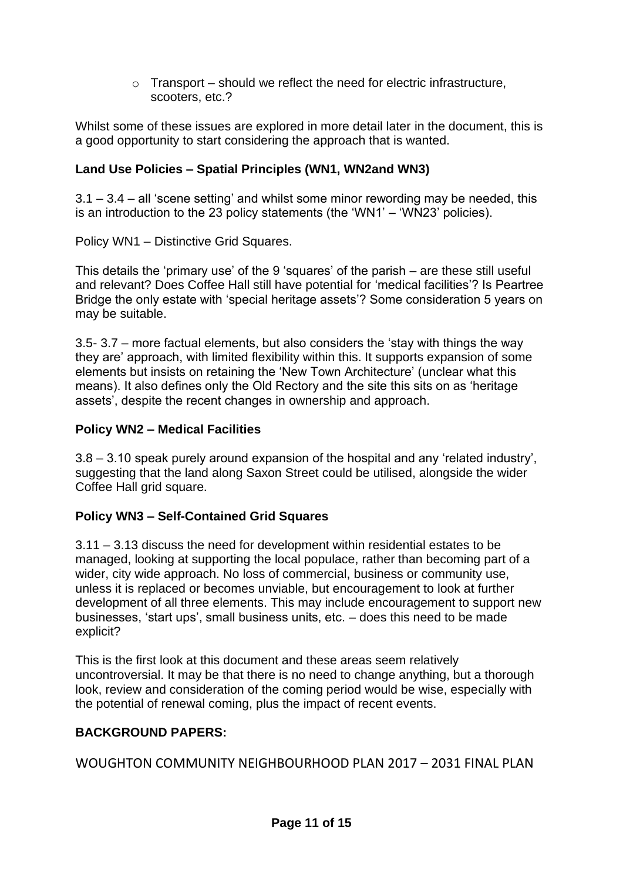- Transport – should we reflect the need for electric infrastructure, scooters, etc.?

Whilst some of these issues are explored in more detail later in the document, this is a good opportunity to start considering the approach that is wanted.

**Land Use Policies – Spatial Principles (WN1, WN2and WN3)**

3.1 – 3.4 – all 'scene setting' and whilst some minor rewording may be needed, this is an introduction to the 23 policy statements (the 'WN1' – 'WN23' policies).

Policy WN1 – Distinctive Grid Squares.

This details the 'primary use' of the 9 'squares' of the parish – are these still useful and relevant? Does Coffee Hall still have potential for 'medical facilities'? Is Peartree Bridge the only estate with 'special heritage assets'? Some consideration 5 years on may be suitable.

3.5- 3.7 – more factual elements, but also considers the 'stay with things the way they are' approach, with limited flexibility within this. It supports expansion of some elements but insists on retaining the 'New Town Architecture' (unclear what this means). It also defines only the Old Rectory and the site this sits on as 'heritage assets', despite the recent changes in ownership and approach.

**Policy WN2 – Medical Facilities**

3.8 – 3.10 speak purely around expansion of the hospital and any 'related industry', suggesting that the land along Saxon Street could be utilised, alongside the wider Coffee Hall grid square.

**Policy WN3 – Self-Contained Grid Squares**

3.11 – 3.13 discuss the need for development within residential estates to be managed, looking at supporting the local populace, rather than becoming part of a wider, city wide approach. No loss of commercial, business or community use, unless it is replaced or becomes unviable, but encouragement to look at further development of all three elements. This may include encouragement to support new businesses, 'start ups', small business units, etc. – does this need to be made explicit?

This is the first look at this document and these areas seem relatively uncontroversial. It may be that there is no need to change anything, but a thorough look, review and consideration of the coming period would be wise, especially with the potential of renewal coming, plus the impact of recent events.

**BACKGROUND PAPERS:**

WOUGHTON COMMUNITY NEIGHBOURHOOD PLAN 2017 – 2031 FINAL PLAN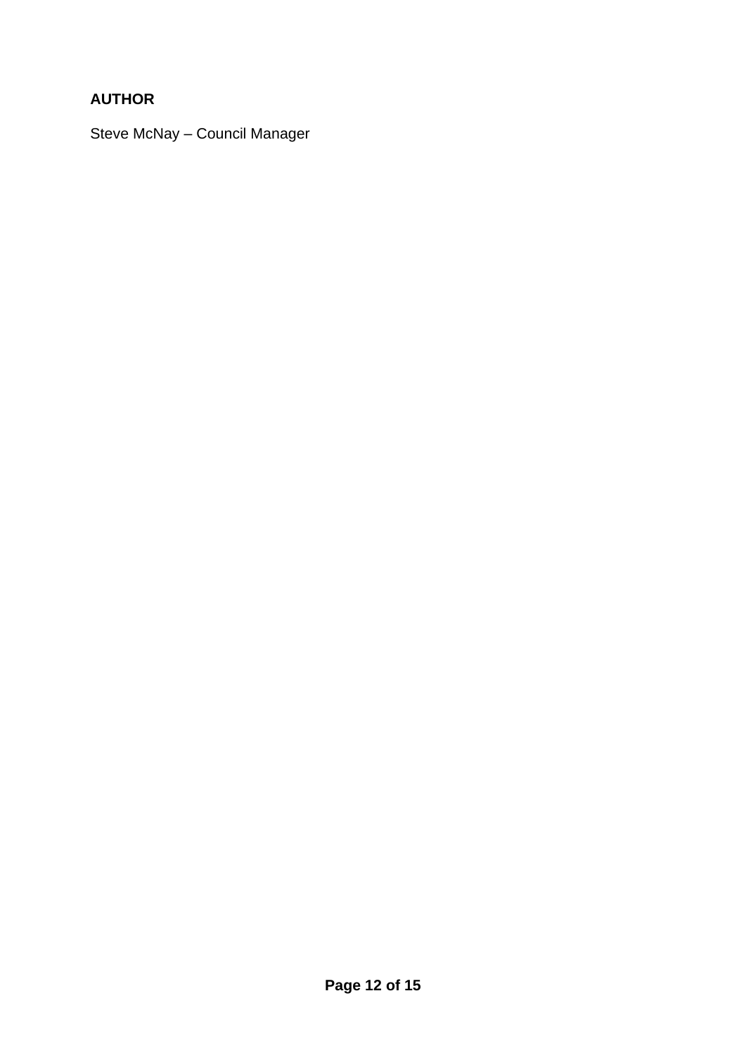**AUTHOR**

Steve McNay – Council Manager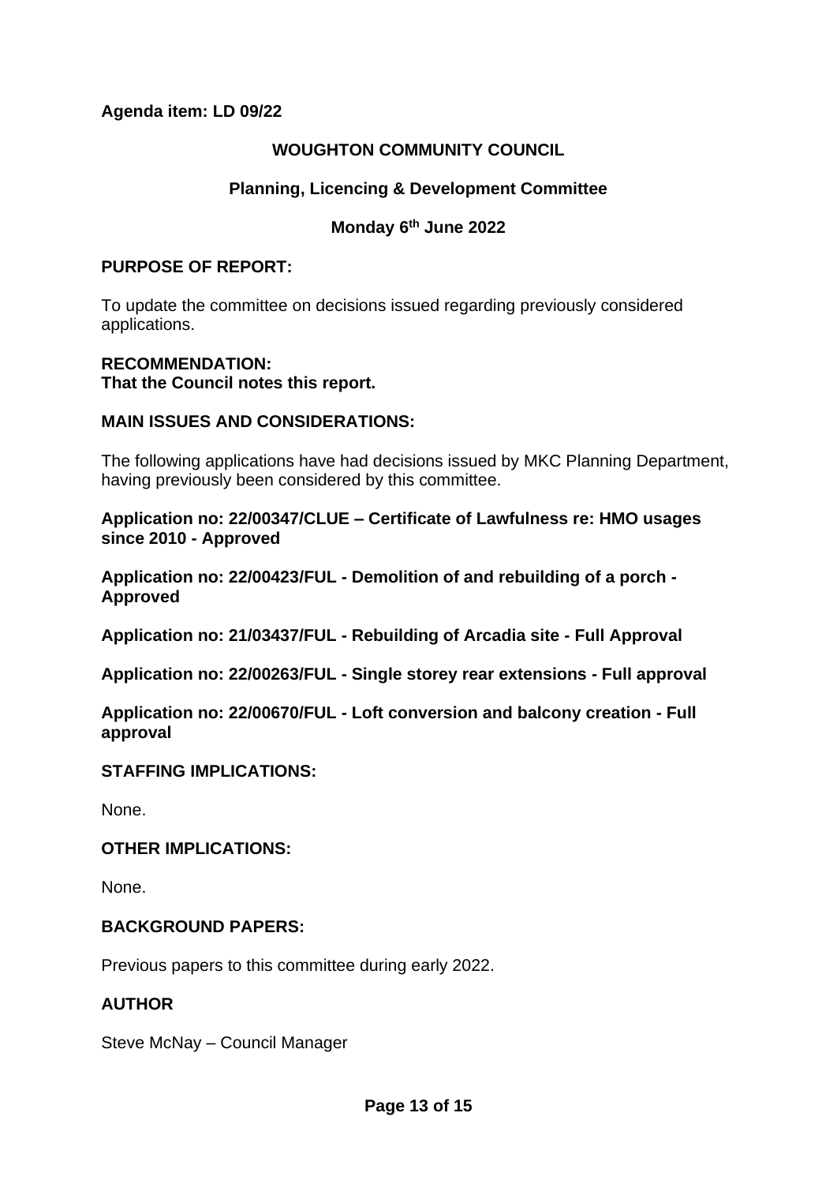**Agenda item: LD 09/22**

**WOUGHTON COMMUNITY COUNCIL**

**Planning, Licencing & Development Committee**

**Monday 6th June 2022**

**PURPOSE OF REPORT:**

To update the committee on decisions issued regarding previously considered applications.

**RECOMMENDATION:**
**That the Council notes this report.**

**MAIN ISSUES AND CONSIDERATIONS:**

The following applications have had decisions issued by MKC Planning Department, having previously been considered by this committee.

**Application no: 22/00347/CLUE – Certificate of Lawfulness re: HMO usages since 2010 - Approved**

**Application no: 22/00423/FUL - Demolition of and rebuilding of a porch - Approved**

**Application no: 21/03437/FUL - Rebuilding of Arcadia site - Full Approval**

**Application no: 22/00263/FUL - Single storey rear extensions - Full approval**

**Application no: 22/00670/FUL - Loft conversion and balcony creation - Full approval**

**STAFFING IMPLICATIONS:**

None.

**OTHER IMPLICATIONS:**

None.

**BACKGROUND PAPERS:**

Previous papers to this committee during early 2022.

**AUTHOR**

Steve McNay – Council Manager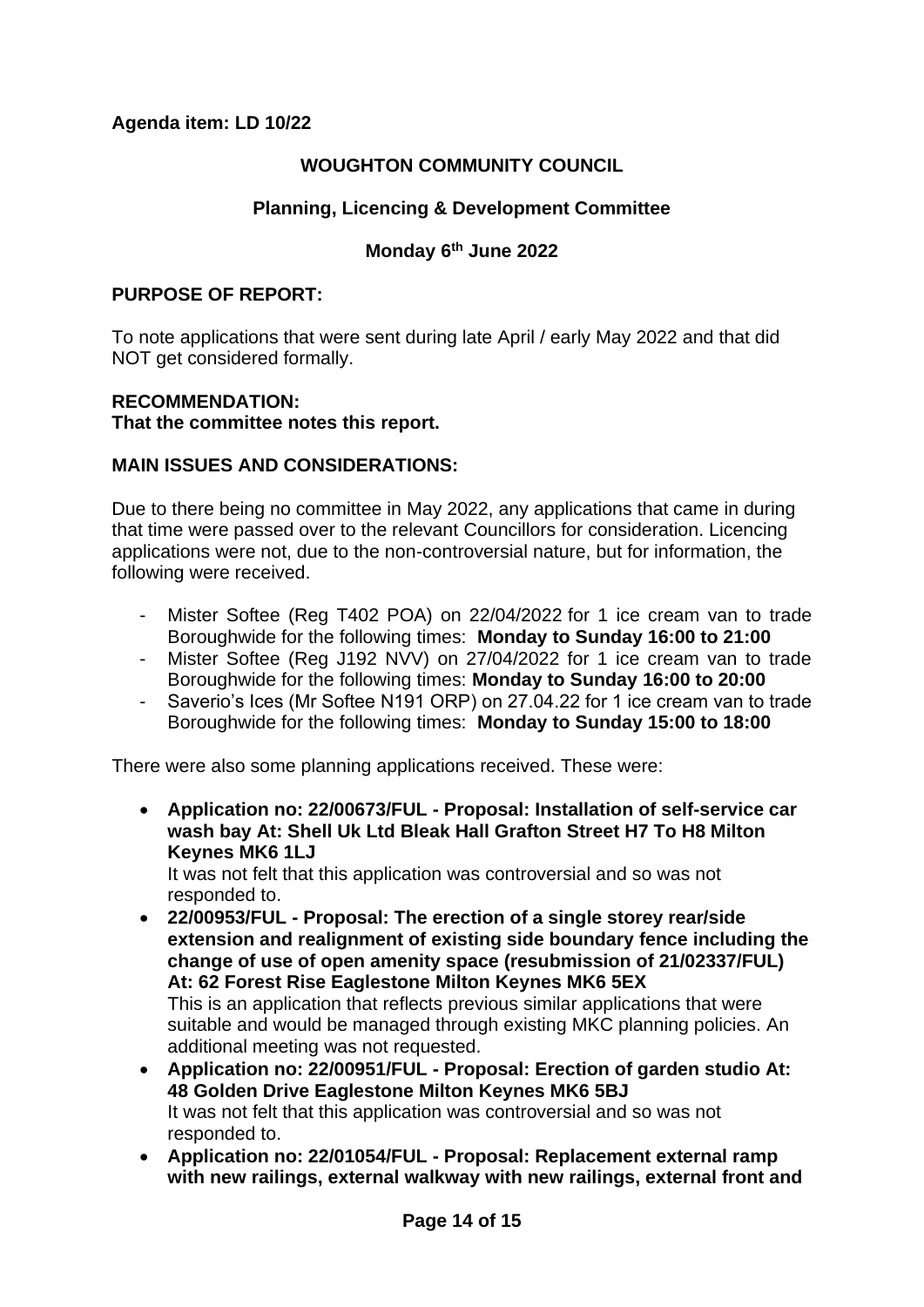**Agenda item: LD 10/22**

**WOUGHTON COMMUNITY COUNCIL**

**Planning, Licencing & Development Committee**

**Monday 6th June 2022**

**PURPOSE OF REPORT:**

To note applications that were sent during late April / early May 2022 and that did NOT get considered formally.

**RECOMMENDATION:**
**That the committee notes this report.**

**MAIN ISSUES AND CONSIDERATIONS:**

Due to there being no committee in May 2022, any applications that came in during that time were passed over to the relevant Councillors for consideration. Licencing applications were not, due to the non-controversial nature, but for information, the following were received.

- Mister Softee (Reg T402 POA) on 22/04/2022 for 1 ice cream van to trade Boroughwide for the following times: **Monday to Sunday 16:00 to 21:00**
- Mister Softee (Reg J192 NVV) on 27/04/2022 for 1 ice cream van to trade Boroughwide for the following times: **Monday to Sunday 16:00 to 20:00**
- Saverio's Ices (Mr Softee N191 ORP) on 27.04.22 for 1 ice cream van to trade Boroughwide for the following times: **Monday to Sunday 15:00 to 18:00**

There were also some planning applications received. These were:

- **Application no: 22/00673/FUL - Proposal: Installation of self-service car wash bay At: Shell Uk Ltd Bleak Hall Grafton Street H7 To H8 Milton Keynes MK6 1LJ**
  It was not felt that this application was controversial and so was not responded to.
- **22/00953/FUL - Proposal: The erection of a single storey rear/side extension and realignment of existing side boundary fence including the change of use of open amenity space (resubmission of 21/02337/FUL) At: 62 Forest Rise Eaglestone Milton Keynes MK6 5EX**
  This is an application that reflects previous similar applications that were suitable and would be managed through existing MKC planning policies. An additional meeting was not requested.
- **Application no: 22/00951/FUL - Proposal: Erection of garden studio At: 48 Golden Drive Eaglestone Milton Keynes MK6 5BJ**
  It was not felt that this application was controversial and so was not responded to.
- **Application no: 22/01054/FUL - Proposal: Replacement external ramp with new railings, external walkway with new railings, external front and**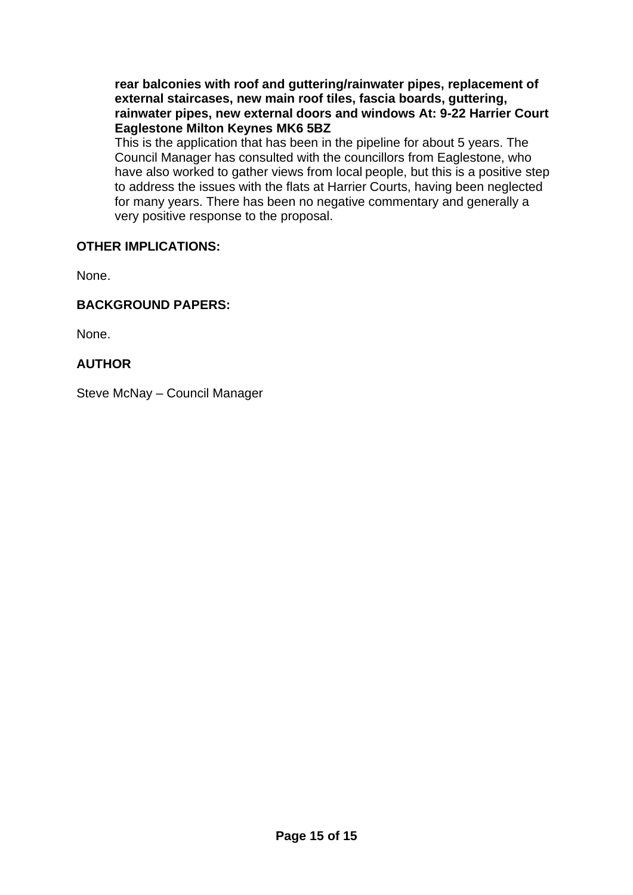**rear balconies with roof and guttering/rainwater pipes, replacement of external staircases, new main roof tiles, fascia boards, guttering, rainwater pipes, new external doors and windows At: 9-22 Harrier Court Eaglestone Milton Keynes MK6 5BZ**

This is the application that has been in the pipeline for about 5 years. The Council Manager has consulted with the councillors from Eaglestone, who have also worked to gather views from local people, but this is a positive step to address the issues with the flats at Harrier Courts, having been neglected for many years. There has been no negative commentary and generally a very positive response to the proposal.

**OTHER IMPLICATIONS:**

None.

**BACKGROUND PAPERS:**

None.

**AUTHOR**

Steve McNay – Council Manager